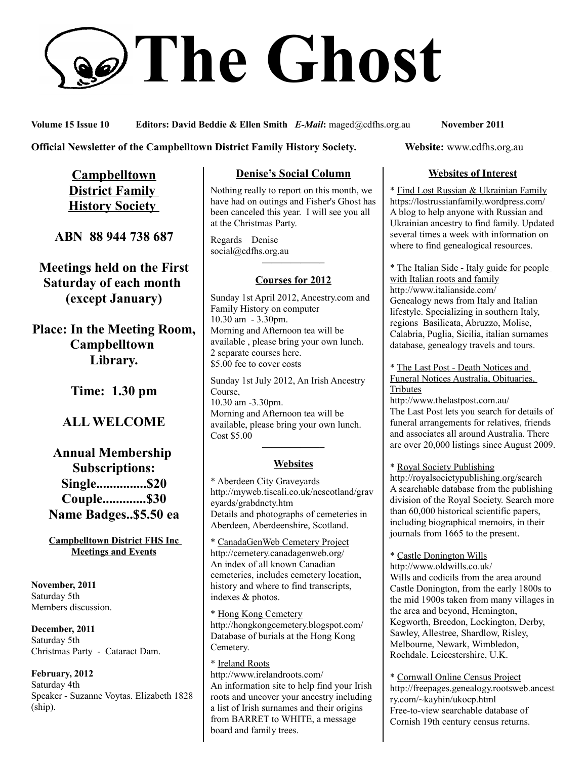# The Ghost

**Volume 15 Issue 10** **Editors: David Beddie & Ellen Smith** ***E-Mail*****:** maged@cdfhs.org.au **November 2011**

**Official Newsletter of the Campbelltown District Family History Society.** **Website:** www.cdfhs.org.au

## Campbelltown District Family History Society

**ABN 88 944 738 687**

**Meetings held on the First Saturday of each month (except January)**

**Place: In the Meeting Room, Campbelltown Library.**

**Time: 1.30 pm**

**ALL WELCOME**

**Annual Membership Subscriptions:**
**Single...............$20**
**Couple.............$30**
**Name Badges..$5.50 ea**

### Campbelltown District FHS Inc Meetings and Events

**November, 2011**
Saturday 5th
Members discussion.

**December, 2011**
Saturday 5th
Christmas Party - Cataract Dam.

**February, 2012**
Saturday 4th
Speaker - Suzanne Voytas. Elizabeth 1828 (ship).

## Denise's Social Column

Nothing really to report on this month, we have had on outings and Fisher's Ghost has been canceled this year. I will see you all at the Christmas Party.

Regards Denise
social@cdfhs.org.au

## Courses for 2012

Sunday 1st April 2012, Ancestry.com and Family History on computer
10.30 am - 3.30pm.
Morning and Afternoon tea will be available , please bring your own lunch.
2 separate courses here.
$5.00 fee to cover costs

Sunday 1st July 2012, An Irish Ancestry Course,
10.30 am -3.30pm.
Morning and Afternoon tea will be available, please bring your own lunch.
Cost $5.00

## Websites

* Aberdeen City Graveyards
http://myweb.tiscali.co.uk/nescotland/graveyards/grabdncty.htm
Details and photographs of cemeteries in Aberdeen, Aberdeenshire, Scotland.

* CanadaGenWeb Cemetery Project
http://cemetery.canadagenweb.org/
An index of all known Canadian cemeteries, includes cemetery location, history and where to find transcripts, indexes & photos.

* Hong Kong Cemetery
http://hongkongcemetery.blogspot.com/
Database of burials at the Hong Kong Cemetery.

* Ireland Roots
http://www.irelandroots.com/
An information site to help find your Irish roots and uncover your ancestry including a list of Irish surnames and their origins from BARRET to WHITE, a message board and family trees.

## Websites of Interest

* Find Lost Russian & Ukrainian Family
https://lostrussianfamily.wordpress.com/
A blog to help anyone with Russian and Ukrainian ancestry to find family. Updated several times a week with information on where to find genealogical resources.

* The Italian Side - Italy guide for people with Italian roots and family
http://www.italianside.com/
Genealogy news from Italy and Italian lifestyle. Specializing in southern Italy, regions Basilicata, Abruzzo, Molise, Calabria, Puglia, Sicilia, italian surnames database, genealogy travels and tours.

* The Last Post - Death Notices and Funeral Notices Australia, Obituaries, Tributes
http://www.thelastpost.com.au/
The Last Post lets you search for details of funeral arrangements for relatives, friends and associates all around Australia. There are over 20,000 listings since August 2009.

* Royal Society Publishing
http://royalsocietypublishing.org/search
A searchable database from the publishing division of the Royal Society. Search more than 60,000 historical scientific papers, including biographical memoirs, in their journals from 1665 to the present.

* Castle Donington Wills
http://www.oldwills.co.uk/
Wills and codicils from the area around Castle Donington, from the early 1800s to the mid 1900s taken from many villages in the area and beyond, Hemington, Kegworth, Breedon, Lockington, Derby, Sawley, Allestree, Shardlow, Risley, Melbourne, Newark, Wimbledon, Rochdale. Leicestershire, U.K.

* Cornwall Online Census Project
http://freepages.genealogy.rootsweb.ancestry.com/~kayhin/ukocp.html
Free-to-view searchable database of Cornish 19th century census returns.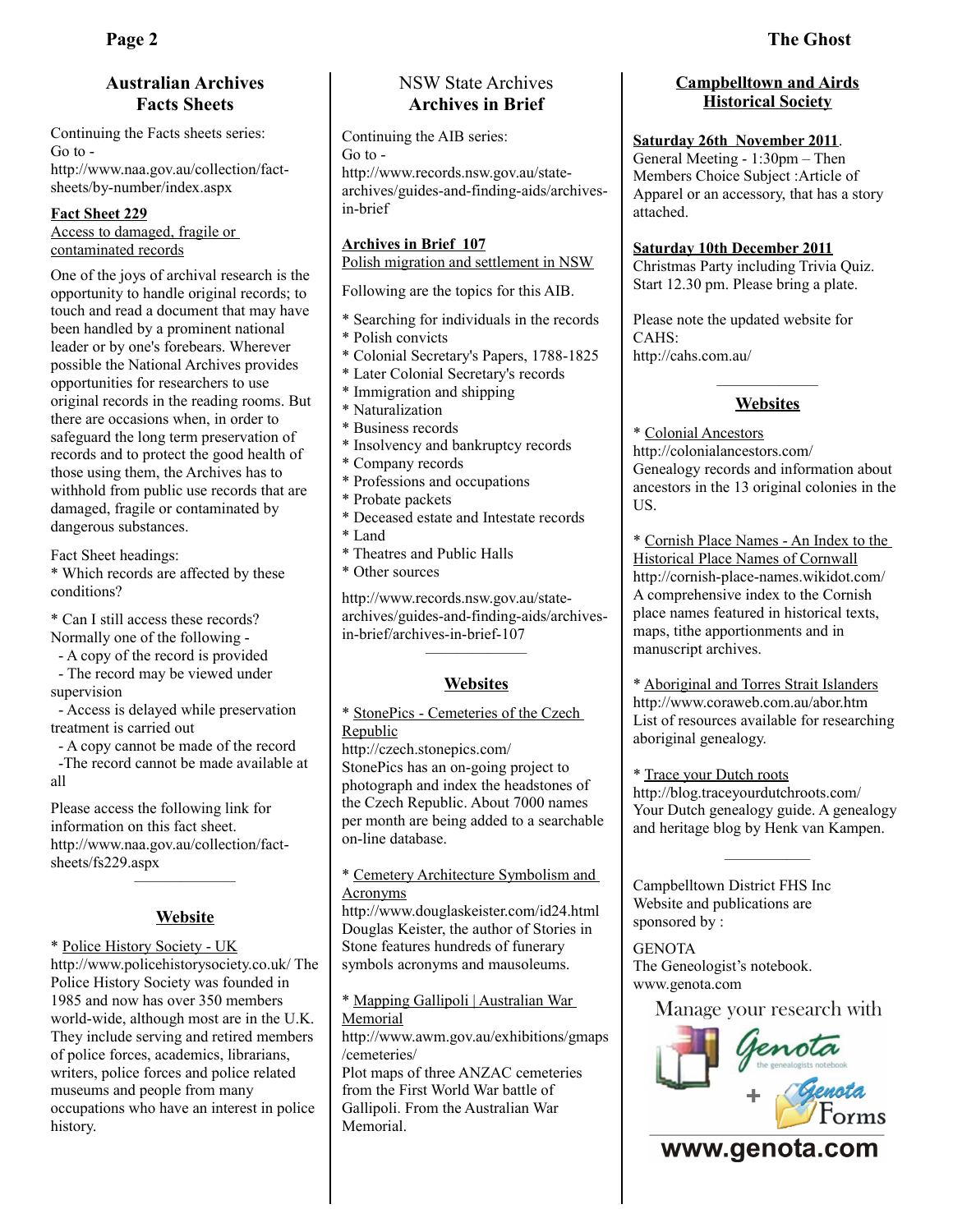## Australian Archives Facts Sheets

Continuing the Facts sheets series:
Go to -
http://www.naa.gov.au/collection/fact-sheets/by-number/index.aspx

**Fact Sheet 229**
Access to damaged, fragile or contaminated records

One of the joys of archival research is the opportunity to handle original records; to touch and read a document that may have been handled by a prominent national leader or by one's forebears. Wherever possible the National Archives provides opportunities for researchers to use original records in the reading rooms. But there are occasions when, in order to safeguard the long term preservation of records and to protect the good health of those using them, the Archives has to withhold from public use records that are damaged, fragile or contaminated by dangerous substances.

Fact Sheet headings:
* Which records are affected by these conditions?

* Can I still access these records?
Normally one of the following -
 - A copy of the record is provided
 - The record may be viewed under supervision
 - Access is delayed while preservation treatment is carried out
 - A copy cannot be made of the record
 -The record cannot be made available at all

Please access the following link for information on this fact sheet.
http://www.naa.gov.au/collection/fact-sheets/fs229.aspx

---

### Website

* Police History Society - UK
http://www.policehistorysociety.co.uk/ The Police History Society was founded in 1985 and now has over 350 members world-wide, although most are in the U.K. They include serving and retired members of police forces, academics, librarians, writers, police forces and police related museums and people from many occupations who have an interest in police history.

## NSW State Archives Archives in Brief

Continuing the AIB series:
Go to -
http://www.records.nsw.gov.au/state-archives/guides-and-finding-aids/archives-in-brief

**Archives in Brief 107**
Polish migration and settlement in NSW

Following are the topics for this AIB.

* Searching for individuals in the records
* Polish convicts
* Colonial Secretary's Papers, 1788-1825
* Later Colonial Secretary's records
* Immigration and shipping
* Naturalization
* Business records
* Insolvency and bankruptcy records
* Company records
* Professions and occupations
* Probate packets
* Deceased estate and Intestate records
* Land
* Theatres and Public Halls
* Other sources

http://www.records.nsw.gov.au/state-archives/guides-and-finding-aids/archives-in-brief/archives-in-brief-107

---

### Websites

* StonePics - Cemeteries of the Czech Republic
http://czech.stonepics.com/
StonePics has an on-going project to photograph and index the headstones of the Czech Republic. About 7000 names per month are being added to a searchable on-line database.

* Cemetery Architecture Symbolism and Acronyms
http://www.douglaskeister.com/id24.html
Douglas Keister, the author of Stories in Stone features hundreds of funerary symbols acronyms and mausoleums.

* Mapping Gallipoli | Australian War Memorial
http://www.awm.gov.au/exhibitions/gmaps/cemeteries/
Plot maps of three ANZAC cemeteries from the First World War battle of Gallipoli. From the Australian War Memorial.

## Campbelltown and Airds Historical Society

**Saturday 26th November 2011**.
General Meeting - 1:30pm – Then Members Choice Subject :Article of Apparel or an accessory, that has a story attached.

**Saturday 10th December 2011**
Christmas Party including Trivia Quiz. Start 12.30 pm. Please bring a plate.

Please note the updated website for CAHS:
http://cahs.com.au/

---

### Websites

* Colonial Ancestors
http://colonialancestors.com/
Genealogy records and information about ancestors in the 13 original colonies in the US.

* Cornish Place Names - An Index to the Historical Place Names of Cornwall
http://cornish-place-names.wikidot.com/
A comprehensive index to the Cornish place names featured in historical texts, maps, tithe apportionments and in manuscript archives.

* Aboriginal and Torres Strait Islanders
http://www.coraweb.com.au/abor.htm
List of resources available for researching aboriginal genealogy.

* Trace your Dutch roots
http://blog.traceyourdutchroots.com/
Your Dutch genealogy guide. A genealogy and heritage blog by Henk van Kampen.

---

Campbelltown District FHS Inc
Website and publications are sponsored by :

GENOTA
The Geneologist's notebook.
www.genota.com

Manage your research with Genota the genealogists notebook + Genota Forms
www.genota.com